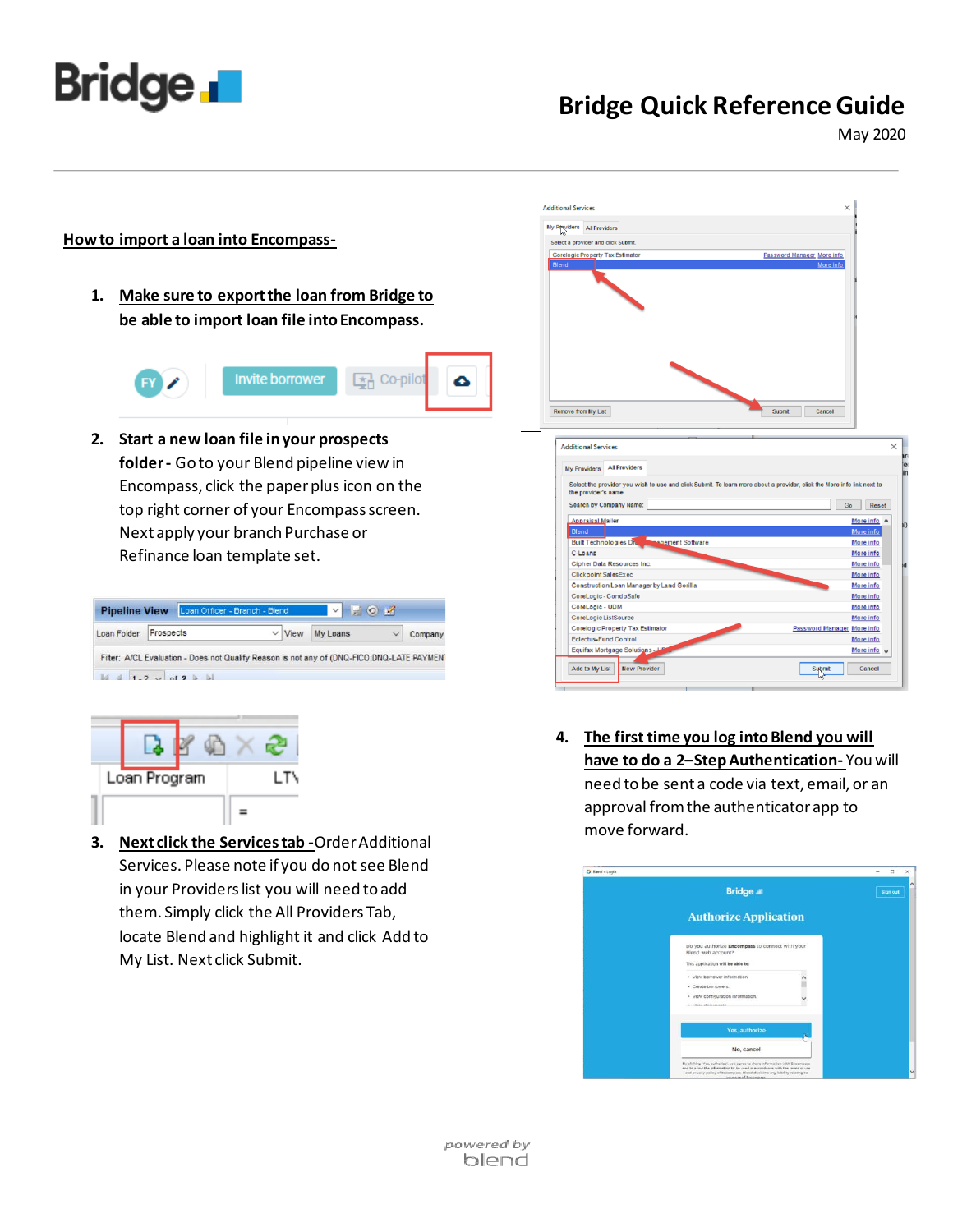# Bridge Quick Reference Guide

May 2020

## How to import a loan into Encompass-

1. **Make sure to export the loan from Bridge to be able to import loan file into Encompass.**

2. **Start a new loan file in your prospects folder-** Go to your Blend pipeline view in Encompass, click the paper plus icon on the top right corner of your Encompass screen. Next apply your branch Purchase or Refinance loan template set.

3. **Next click the Services tab -** Order Additional Services. Please note if you do not see Blend in your Providers list you will need to add them. Simply click the All Providers Tab, locate Blend and highlight it and click Add to My List. Next click Submit.

4. **The first time you log into Blend you will have to do a 2–Step Authentication-** You will need to be sent a code via text, email, or an approval from the authenticator app to move forward.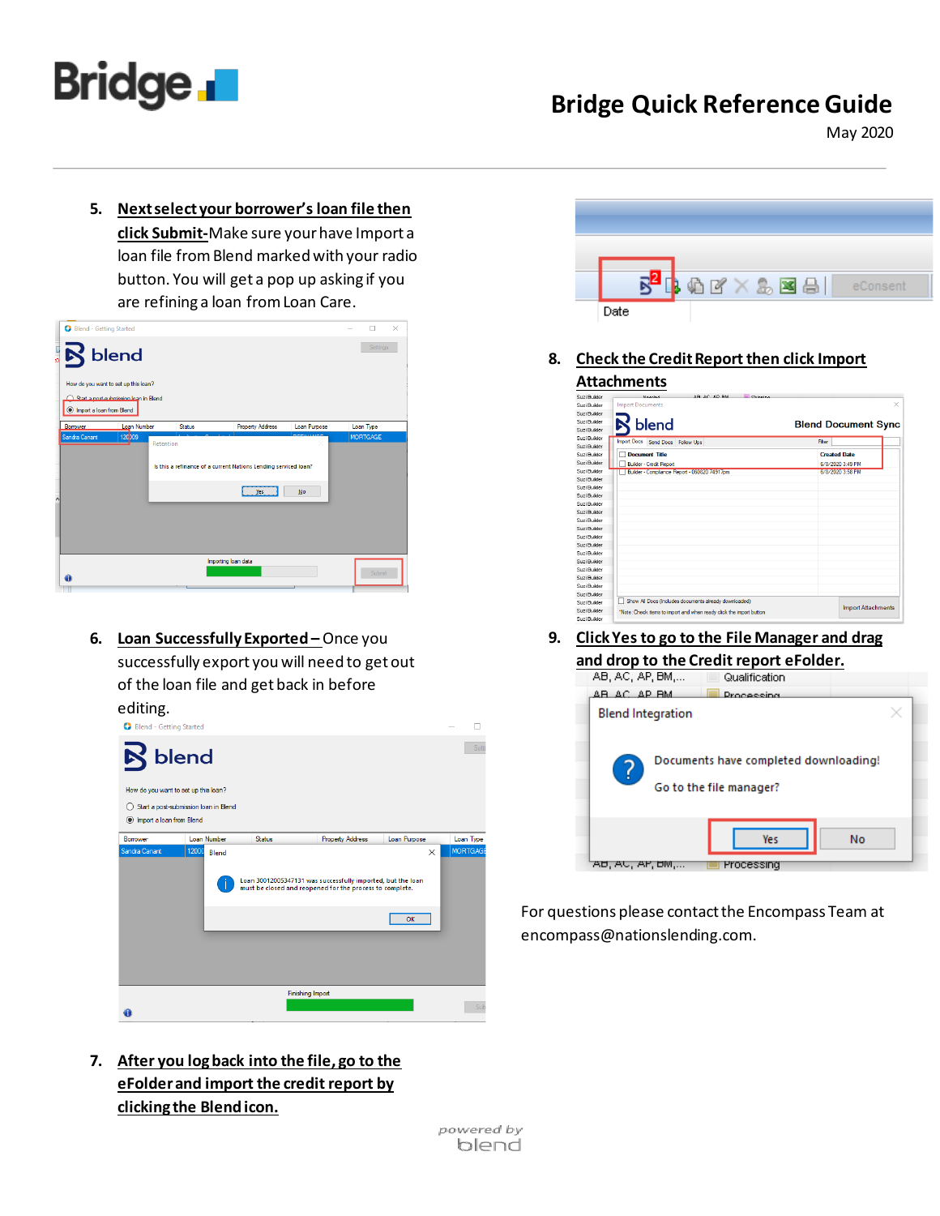# Bridge Quick Reference Guide

May 2020

5. **Next select your borrower's loan file then click Submit-** Make sure your have Import a loan file from Blend marked with your radio button. You will get a pop up asking if you are refining a loan from Loan Care.

6. **Loan Successfully Exported –** Once you successfully export you will need to get out of the loan file and get back in before editing.

7. **After you log back into the file, go to the eFolder and import the credit report by clicking the Blend icon.**

8. **Check the Credit Report then click Import Attachments**

9. **Click Yes to go to the File Manager and drag and drop to the Credit report eFolder.**

For questions please contact the Encompass Team at encompass@nationslending.com.